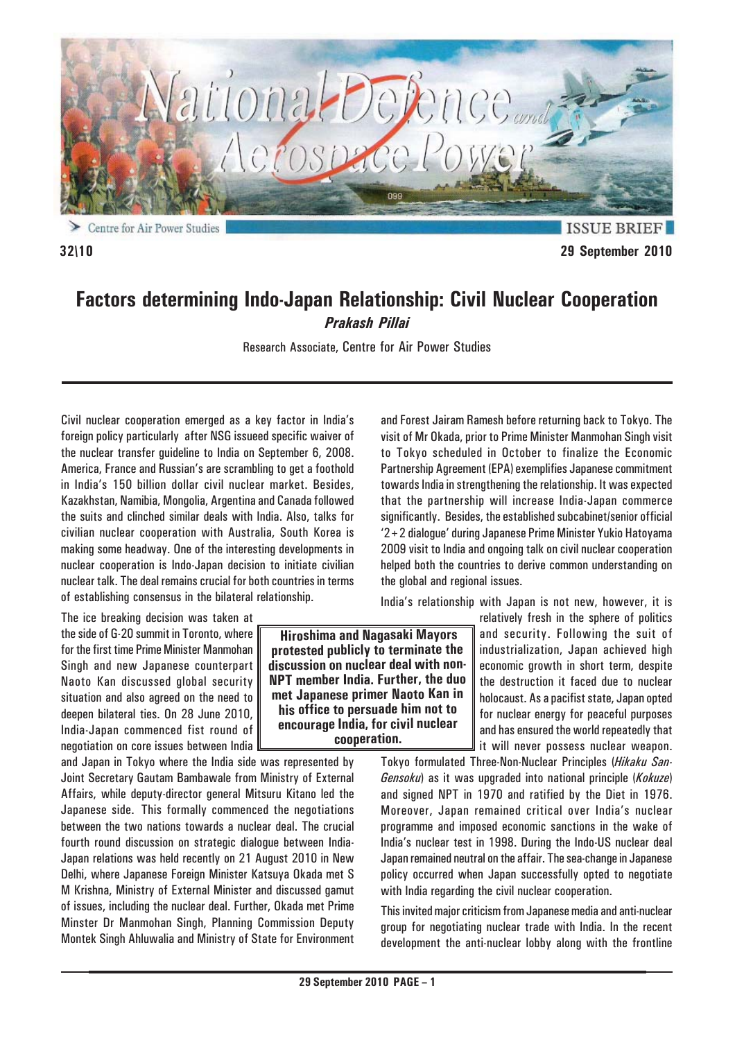ISSUE BRIEF

32\10

29 September 2010

# Factors determining Indo-Japan Relationship: Civil Nuclear Cooperation

***Prakash Pillai***

Research Associate, Centre for Air Power Studies

Civil nuclear cooperation emerged as a key factor in India's foreign policy particularly after NSG issueed specific waiver of the nuclear transfer guideline to India on September 6, 2008. America, France and Russian's are scrambling to get a foothold in India's 150 billion dollar civil nuclear market. Besides, Kazakhstan, Namibia, Mongolia, Argentina and Canada followed the suits and clinched similar deals with India. Also, talks for civilian nuclear cooperation with Australia, South Korea is making some headway. One of the interesting developments in nuclear cooperation is Indo-Japan decision to initiate civilian nuclear talk. The deal remains crucial for both countries in terms of establishing consensus in the bilateral relationship.

The ice breaking decision was taken at the side of G-20 summit in Toronto, where for the first time Prime Minister Manmohan Singh and new Japanese counterpart Naoto Kan discussed global security situation and also agreed on the need to deepen bilateral ties. On 28 June 2010, India-Japan commenced fist round of negotiation on core issues between India and Japan in Tokyo where the India side was represented by Joint Secretary Gautam Bambawale from Ministry of External Affairs, while deputy-director general Mitsuru Kitano led the Japanese side. This formally commenced the negotiations between the two nations towards a nuclear deal. The crucial fourth round discussion on strategic dialogue between India-Japan relations was held recently on 21 August 2010 in New Delhi, where Japanese Foreign Minister Katsuya Okada met S M Krishna, Ministry of External Minister and discussed gamut of issues, including the nuclear deal. Further, Okada met Prime Minster Dr Manmohan Singh, Planning Commission Deputy Montek Singh Ahluwalia and Ministry of State for Environment and Forest Jairam Ramesh before returning back to Tokyo. The visit of Mr Okada, prior to Prime Minister Manmohan Singh visit to Tokyo scheduled in October to finalize the Economic Partnership Agreement (EPA) exemplifies Japanese commitment towards India in strengthening the relationship. It was expected that the partnership will increase India-Japan commerce significantly. Besides, the established subcabinet/senior official '2+2 dialogue' during Japanese Prime Minister Yukio Hatoyama 2009 visit to India and ongoing talk on civil nuclear cooperation helped both the countries to derive common understanding on the global and regional issues.

**Hiroshima and Nagasaki Mayors protested publicly to terminate the discussion on nuclear deal with non-NPT member India. Further, the duo met Japanese primer Naoto Kan in his office to persuade him not to encourage India, for civil nuclear cooperation.**

India's relationship with Japan is not new, however, it is relatively fresh in the sphere of politics and security. Following the suit of industrialization, Japan achieved high economic growth in short term, despite the destruction it faced due to nuclear holocaust. As a pacifist state, Japan opted for nuclear energy for peaceful purposes and has ensured the world repeatedly that it will never possess nuclear weapon. Tokyo formulated Three-Non-Nuclear Principles (*Hikaku San-Gensoku*) as it was upgraded into national principle (*Kokuze*) and signed NPT in 1970 and ratified by the Diet in 1976. Moreover, Japan remained critical over India's nuclear programme and imposed economic sanctions in the wake of India's nuclear test in 1998. During the Indo-US nuclear deal Japan remained neutral on the affair. The sea-change in Japanese policy occurred when Japan successfully opted to negotiate with India regarding the civil nuclear cooperation.

This invited major criticism from Japanese media and anti-nuclear group for negotiating nuclear trade with India. In the recent development the anti-nuclear lobby along with the frontline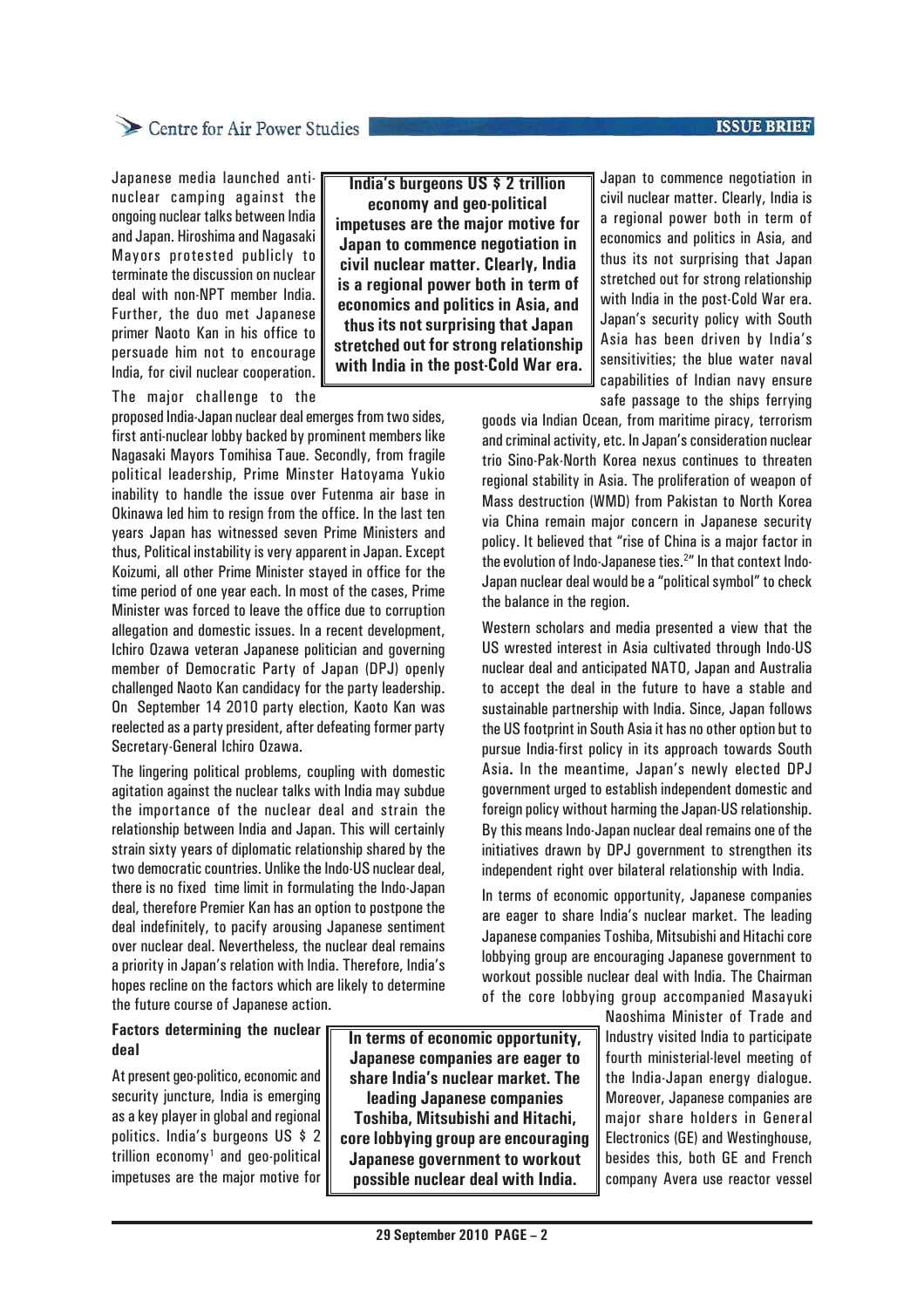Japanese media launched anti-nuclear camping against the ongoing nuclear talks between India and Japan. Hiroshima and Nagasaki Mayors protested publicly to terminate the discussion on nuclear deal with non-NPT member India. Further, the duo met Japanese primer Naoto Kan in his office to persuade him not to encourage India, for civil nuclear cooperation.

> **India's burgeons US $ 2 trillion economy and geo-political impetuses are the major motive for Japan to commence negotiation in civil nuclear matter. Clearly, India is a regional power both in term of economics and politics in Asia, and thus its not surprising that Japan stretched out for strong relationship with India in the post-Cold War era.**

The major challenge to the proposed India-Japan nuclear deal emerges from two sides, first anti-nuclear lobby backed by prominent members like Nagasaki Mayors Tomihisa Taue. Secondly, from fragile political leadership, Prime Minster Hatoyama Yukio inability to handle the issue over Futenma air base in Okinawa led him to resign from the office. In the last ten years Japan has witnessed seven Prime Ministers and thus, Political instability is very apparent in Japan. Except Koizumi, all other Prime Minister stayed in office for the time period of one year each. In most of the cases, Prime Minister was forced to leave the office due to corruption allegation and domestic issues. In a recent development, Ichiro Ozawa veteran Japanese politician and governing member of Democratic Party of Japan (DPJ) openly challenged Naoto Kan candidacy for the party leadership. On September 14 2010 party election, Kaoto Kan was reelected as a party president, after defeating former party Secretary-General Ichiro Ozawa.

The lingering political problems, coupling with domestic agitation against the nuclear talks with India may subdue the importance of the nuclear deal and strain the relationship between India and Japan. This will certainly strain sixty years of diplomatic relationship shared by the two democratic countries. Unlike the Indo-US nuclear deal, there is no fixed time limit in formulating the Indo-Japan deal, therefore Premier Kan has an option to postpone the deal indefinitely, to pacify arousing Japanese sentiment over nuclear deal. Nevertheless, the nuclear deal remains a priority in Japan's relation with India. Therefore, India's hopes recline on the factors which are likely to determine the future course of Japanese action.

#### Factors determining the nuclear deal

At present geo-politico, economic and security juncture, India is emerging as a key player in global and regional politics. India's burgeons US $ 2 trillion economy[1] and geo-political impetuses are the major motive for Japan to commence negotiation in civil nuclear matter. Clearly, India is a regional power both in term of economics and politics in Asia, and thus its not surprising that Japan stretched out for strong relationship with India in the post-Cold War era. Japan's security policy with South Asia has been driven by India's sensitivities; the blue water naval capabilities of Indian navy ensure safe passage to the ships ferrying goods via Indian Ocean, from maritime piracy, terrorism and criminal activity, etc. In Japan's consideration nuclear trio Sino-Pak-North Korea nexus continues to threaten regional stability in Asia. The proliferation of weapon of Mass destruction (WMD) from Pakistan to North Korea via China remain major concern in Japanese security policy. It believed that "rise of China is a major factor in the evolution of Indo-Japanese ties.[2]" In that context Indo-Japan nuclear deal would be a "political symbol" to check the balance in the region.

Western scholars and media presented a view that the US wrested interest in Asia cultivated through Indo-US nuclear deal and anticipated NATO, Japan and Australia to accept the deal in the future to have a stable and sustainable partnership with India. Since, Japan follows the US footprint in South Asia it has no other option but to pursue India-first policy in its approach towards South Asia. In the meantime, Japan's newly elected DPJ government urged to establish independent domestic and foreign policy without harming the Japan-US relationship. By this means Indo-Japan nuclear deal remains one of the initiatives drawn by DPJ government to strengthen its independent right over bilateral relationship with India.

In terms of economic opportunity, Japanese companies are eager to share India's nuclear market. The leading Japanese companies Toshiba, Mitsubishi and Hitachi core lobbying group are encouraging Japanese government to workout possible nuclear deal with India. The Chairman of the core lobbying group accompanied Masayuki Naoshima Minister of Trade and Industry visited India to participate fourth ministerial-level meeting of the India-Japan energy dialogue. Moreover, Japanese companies are major share holders in General Electronics (GE) and Westinghouse, besides this, both GE and French company Avera use reactor vessel

> **In terms of economic opportunity, Japanese companies are eager to share India's nuclear market. The leading Japanese companies Toshiba, Mitsubishi and Hitachi, core lobbying group are encouraging Japanese government to workout possible nuclear deal with India.**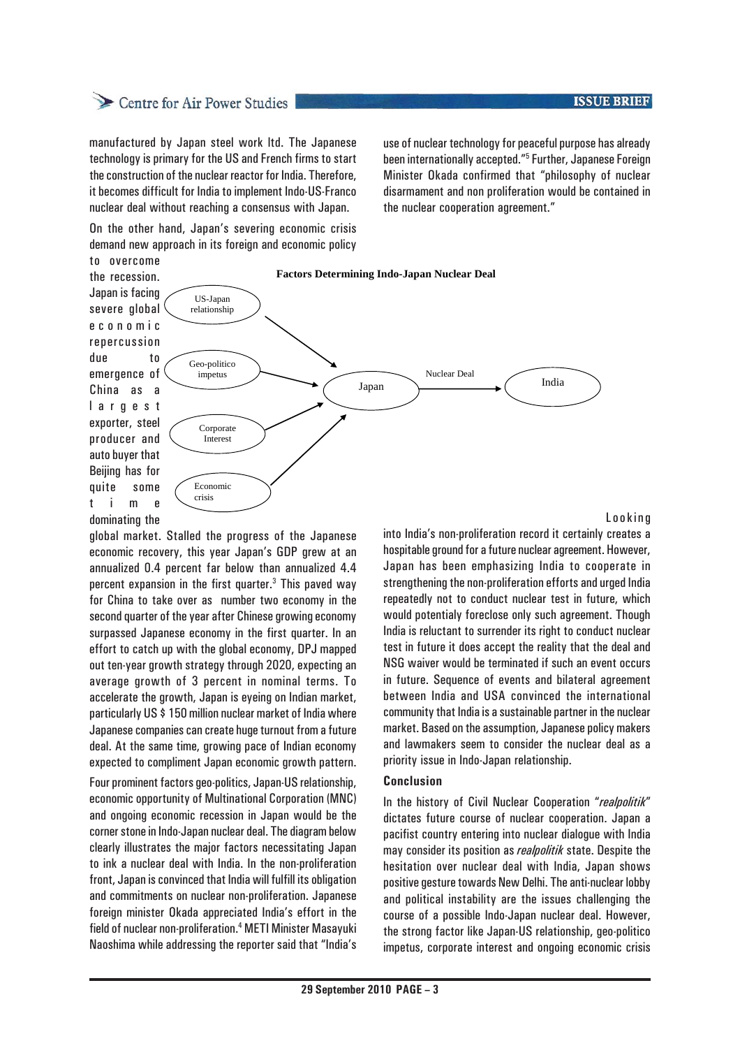manufactured by Japan steel work ltd. The Japanese technology is primary for the US and French firms to start the construction of the nuclear reactor for India. Therefore, it becomes difficult for India to implement Indo-US-Franco nuclear deal without reaching a consensus with Japan.

On the other hand, Japan's severing economic crisis demand new approach in its foreign and economic policy to overcome the recession. Japan is facing severe global economic repercussion due to emergence of China as a largest exporter, steel producer and auto buyer that Beijing has for quite some time dominating the global market. Stalled the progress of the Japanese economic recovery, this year Japan's GDP grew at an annualized 0.4 percent far below than annualized 4.4 percent expansion in the first quarter.[3] This paved way for China to take over as number two economy in the second quarter of the year after Chinese growing economy surpassed Japanese economy in the first quarter. In an effort to catch up with the global economy, DPJ mapped out ten-year growth strategy through 2020, expecting an average growth of 3 percent in nominal terms. To accelerate the growth, Japan is eyeing on Indian market, particularly US $ 150 million nuclear market of India where Japanese companies can create huge turnout from a future deal. At the same time, growing pace of Indian economy expected to compliment Japan economic growth pattern.

**Factors Determining Indo-Japan Nuclear Deal**

US-Japan relationship → Japan; Geo-politico impetus → Japan; Corporate Interest → Japan; Economic crisis → Japan; Japan —Nuclear Deal→ India

Four prominent factors geo-politics, Japan-US relationship, economic opportunity of Multinational Corporation (MNC) and ongoing economic recession in Japan would be the corner stone in Indo-Japan nuclear deal. The diagram below clearly illustrates the major factors necessitating Japan to ink a nuclear deal with India. In the non-proliferation front, Japan is convinced that India will fulfill its obligation and commitments on nuclear non-proliferation. Japanese foreign minister Okada appreciated India's effort in the field of nuclear non-proliferation.[4] METI Minister Masayuki Naoshima while addressing the reporter said that "India's use of nuclear technology for peaceful purpose has already been internationally accepted."[5] Further, Japanese Foreign Minister Okada confirmed that "philosophy of nuclear disarmament and non proliferation would be contained in the nuclear cooperation agreement."

Looking into India's non-proliferation record it certainly creates a hospitable ground for a future nuclear agreement. However, Japan has been emphasizing India to cooperate in strengthening the non-proliferation efforts and urged India repeatedly not to conduct nuclear test in future, which would potentialy foreclose only such agreement. Though India is reluctant to surrender its right to conduct nuclear test in future it does accept the reality that the deal and NSG waiver would be terminated if such an event occurs in future. Sequence of events and bilateral agreement between India and USA convinced the international community that India is a sustainable partner in the nuclear market. Based on the assumption, Japanese policy makers and lawmakers seem to consider the nuclear deal as a priority issue in Indo-Japan relationship.

## Conclusion

In the history of Civil Nuclear Cooperation "*realpolitik*" dictates future course of nuclear cooperation. Japan a pacifist country entering into nuclear dialogue with India may consider its position as *realpolitik* state. Despite the hesitation over nuclear deal with India, Japan shows positive gesture towards New Delhi. The anti-nuclear lobby and political instability are the issues challenging the course of a possible Indo-Japan nuclear deal. However, the strong factor like Japan-US relationship, geo-politico impetus, corporate interest and ongoing economic crisis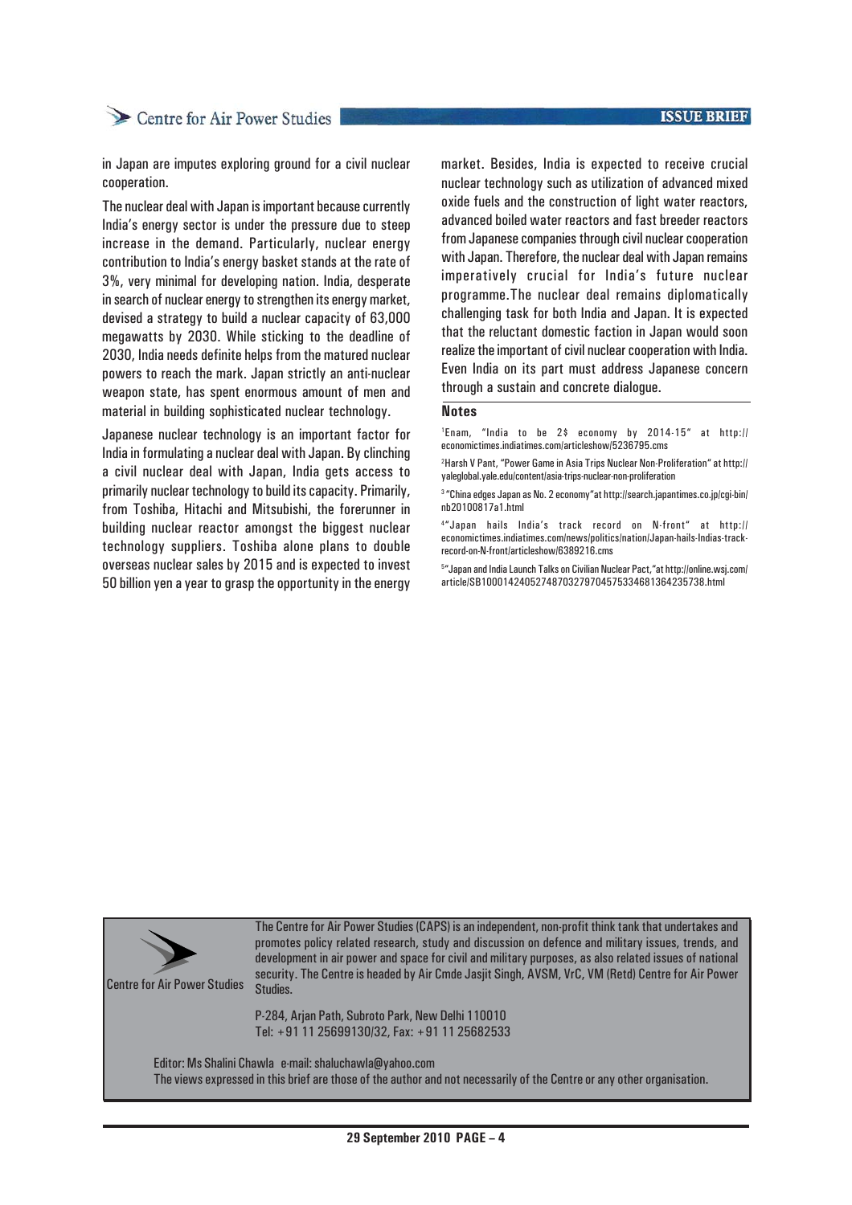in Japan are imputes exploring ground for a civil nuclear cooperation.

The nuclear deal with Japan is important because currently India's energy sector is under the pressure due to steep increase in the demand. Particularly, nuclear energy contribution to India's energy basket stands at the rate of 3%, very minimal for developing nation. India, desperate in search of nuclear energy to strengthen its energy market, devised a strategy to build a nuclear capacity of 63,000 megawatts by 2030. While sticking to the deadline of 2030, India needs definite helps from the matured nuclear powers to reach the mark. Japan strictly an anti-nuclear weapon state, has spent enormous amount of men and material in building sophisticated nuclear technology.

Japanese nuclear technology is an important factor for India in formulating a nuclear deal with Japan. By clinching a civil nuclear deal with Japan, India gets access to primarily nuclear technology to build its capacity. Primarily, from Toshiba, Hitachi and Mitsubishi, the forerunner in building nuclear reactor amongst the biggest nuclear technology suppliers. Toshiba alone plans to double overseas nuclear sales by 2015 and is expected to invest 50 billion yen a year to grasp the opportunity in the energy market. Besides, India is expected to receive crucial nuclear technology such as utilization of advanced mixed oxide fuels and the construction of light water reactors, advanced boiled water reactors and fast breeder reactors from Japanese companies through civil nuclear cooperation with Japan. Therefore, the nuclear deal with Japan remains imperatively crucial for India's future nuclear programme.The nuclear deal remains diplomatically challenging task for both India and Japan. It is expected that the reluctant domestic faction in Japan would soon realize the important of civil nuclear cooperation with India. Even India on its part must address Japanese concern through a sustain and concrete dialogue.

## Notes

[1] Enam, "India to be 2$ economy by 2014-15" at http://economictimes.indiatimes.com/articleshow/5236795.cms

[2] Harsh V Pant, "Power Game in Asia Trips Nuclear Non-Proliferation" at http://yaleglobal.yale.edu/content/asia-trips-nuclear-non-proliferation

[3] "China edges Japan as No. 2 economy"at http://search.japantimes.co.jp/cgi-bin/nb20100817a1.html

[4] "Japan hails India's track record on N-front" at http://economictimes.indiatimes.com/news/politics/nation/Japan-hails-Indias-track-record-on-N-front/articleshow/6389216.cms

[5] "Japan and India Launch Talks on Civilian Nuclear Pact,"at http://online.wsj.com/article/SB10001424052748703279704575334681364235738.html

---

Centre for Air Power Studies

The Centre for Air Power Studies (CAPS) is an independent, non-profit think tank that undertakes and promotes policy related research, study and discussion on defence and military issues, trends, and development in air power and space for civil and military purposes, as also related issues of national security. The Centre is headed by Air Cmde Jasjit Singh, AVSM, VrC, VM (Retd) Centre for Air Power Studies.

P-284, Arjan Path, Subroto Park, New Delhi 110010
Tel: +91 11 25699130/32, Fax: +91 11 25682533

Editor: Ms Shalini Chawla e-mail: shaluchawla@yahoo.com
The views expressed in this brief are those of the author and not necessarily of the Centre or any other organisation.